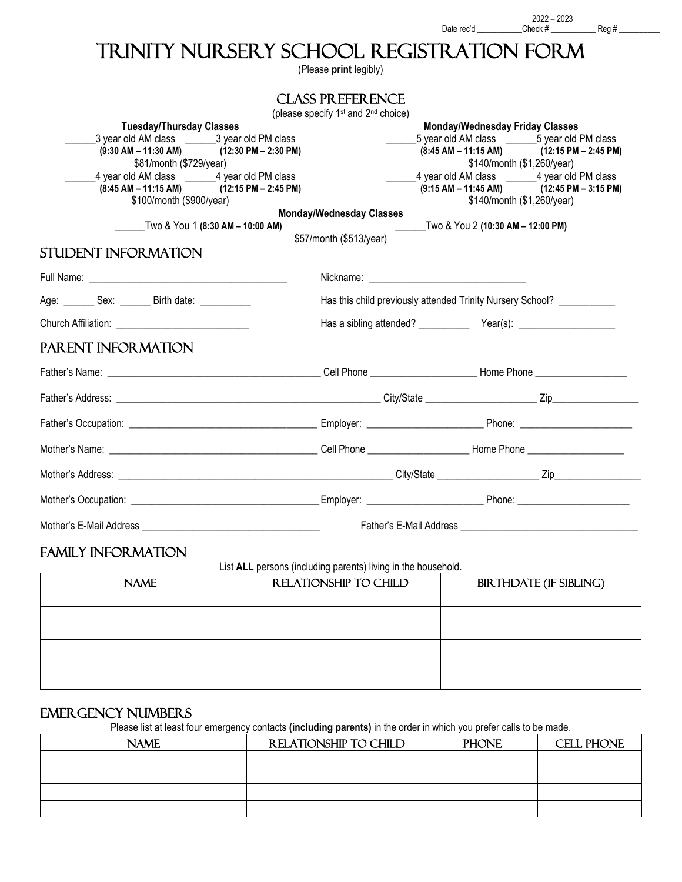2022 – 2023

Date rec'd ___________Check # ___________ Reg # __________

# Trinity Nursery School Registration Form

(Please **print** legibly)

## Class Preference

(please specify 1st and 2nd choice)

**Tuesday/Thursday Classes**

______3 year old AM class ______3 year old PM class
**(9:30 AM – 11:30 AM)** **(12:30 PM – 2:30 PM)**
$81/month ($729/year)

______4 year old AM class ______4 year old PM class
**(8:45 AM – 11:15 AM)** **(12:15 PM – 2:45 PM)**
$100/month ($900/year)

**Monday/Wednesday Friday Classes**

______5 year old AM class ______5 year old PM class
**(8:45 AM – 11:15 AM)** **(12:15 PM – 2:45 PM)**
$140/month ($1,260/year)

______4 year old AM class ______4 year old PM class
**(9:15 AM – 11:45 AM)** **(12:45 PM – 3:15 PM)**
$140/month ($1,260/year)

**Monday/Wednesday Classes**

______Two & You 1 **(8:30 AM – 10:00 AM)** ______Two & You 2 **(10:30 AM – 12:00 PM)**

$57/month ($513/year)

## Student Information

Full Name: ________________________________________ Nickname: ________________________________

Age: ______ Sex: ______ Birth date: __________ Has this child previously attended Trinity Nursery School? ___________

Church Affiliation: __________________________ Has a sibling attended? __________ Year(s): ___________________

## Parent Information

Father's Name: __________________________________________ Cell Phone ____________________ Home Phone __________________

Father's Address: ______________________________________________________ City/State ______________________ Zip_________________

Father's Occupation: _____________________________________ Employer: ______________________ Phone: ______________________

Mother's Name: __________________________________________ Cell Phone ___________________ Home Phone ___________________

Mother's Address: ________________________________________________________ City/State ____________________ Zip_________________

Mother's Occupation: _____________________________________ Employer: ______________________ Phone: ______________________

Mother's E-Mail Address ___________________________________ Father's E-Mail Address ___________________________________

## Family Information

List **ALL** persons (including parents) living in the household.

| Name | Relationship to Child | Birthdate (if sibling) |
|---|---|---|
| | | |
| | | |
| | | |
| | | |
| | | |
| | | |

## Emergency Numbers

Please list at least four emergency contacts **(including parents)** in the order in which you prefer calls to be made.

| Name | Relationship to Child | Phone | Cell Phone |
|---|---|---|---|
| | | | |
| | | | |
| | | | |
| | | | |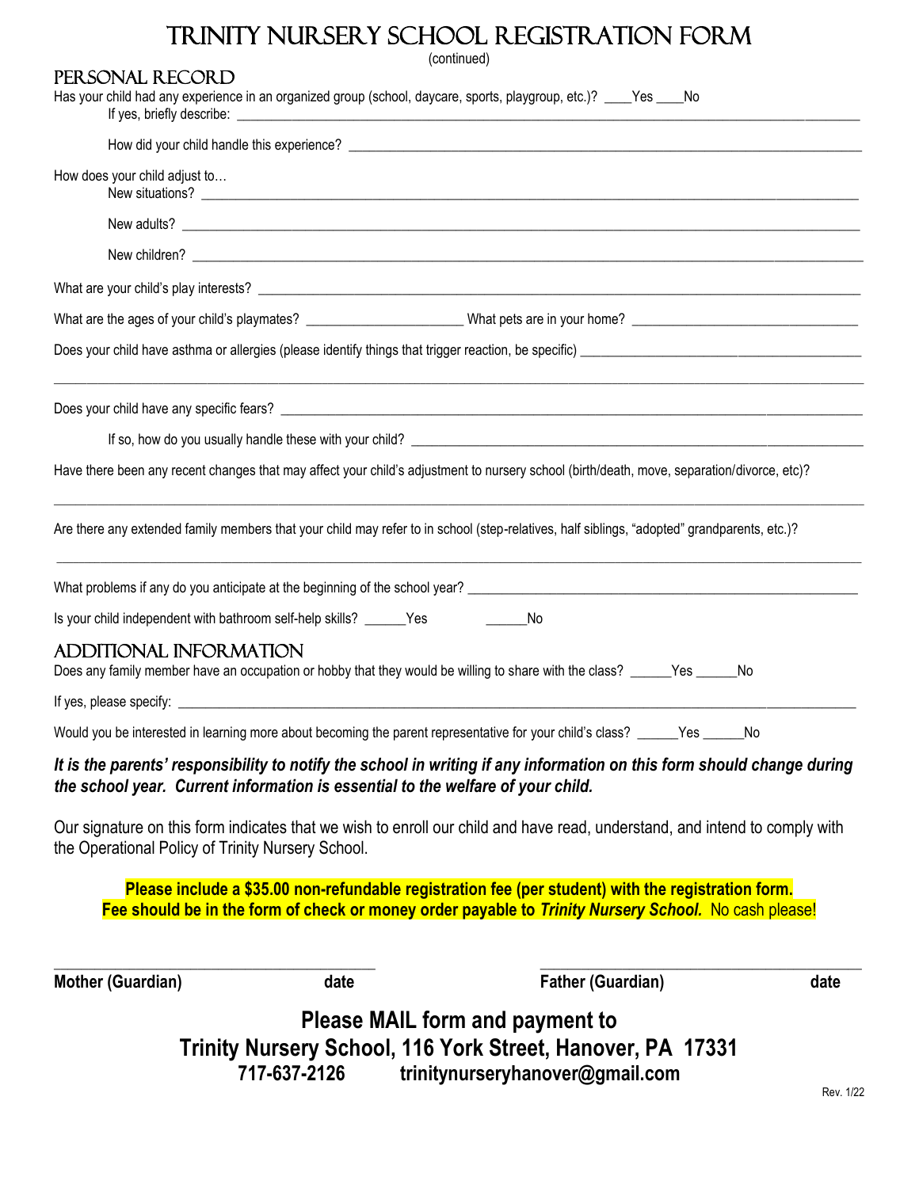# Trinity Nursery School Registration Form

(continued)

## Personal Record

Has your child had any experience in an organized group (school, daycare, sports, playgroup, etc.)? ____Yes ____No

If yes, briefly describe: ____________________________________________

How did your child handle this experience? ____________________________________________

How does your child adjust to…

New situations? ____________________________________________

New adults? ____________________________________________

New children? ____________________________________________

What are your child's play interests? ____________________________________________

What are the ages of your child's playmates? ______________________ What pets are in your home? ________________________________

Does your child have asthma or allergies (please identify things that trigger reaction, be specific) ____________________________________________

____________________________________________

Does your child have any specific fears? ____________________________________________

If so, how do you usually handle these with your child? ____________________________________________

Have there been any recent changes that may affect your child's adjustment to nursery school (birth/death, move, separation/divorce, etc)?

____________________________________________

Are there any extended family members that your child may refer to in school (step-relatives, half siblings, "adopted" grandparents, etc.)?

____________________________________________

What problems if any do you anticipate at the beginning of the school year? ____________________________________________

Is your child independent with bathroom self-help skills? ______Yes ______No

## Additional Information

Does any family member have an occupation or hobby that they would be willing to share with the class? ______Yes ______No

If yes, please specify: ____________________________________________

Would you be interested in learning more about becoming the parent representative for your child's class? ______Yes ______No

***It is the parents' responsibility to notify the school in writing if any information on this form should change during the school year. Current information is essential to the welfare of your child.***

Our signature on this form indicates that we wish to enroll our child and have read, understand, and intend to comply with the Operational Policy of Trinity Nursery School.

**Please include a $35.00 non-refundable registration fee (per student) with the registration form.**
**Fee should be in the form of check or money order payable to *Trinity Nursery School.*** No cash please!

__________________________________________ __________________________________________

**Mother (Guardian)** **date** **Father (Guardian)** **date**

**Please MAIL form and payment to**
**Trinity Nursery School, 116 York Street, Hanover, PA 17331**
**717-637-2126 trinitynurseryhanover@gmail.com**

Rev. 1/22